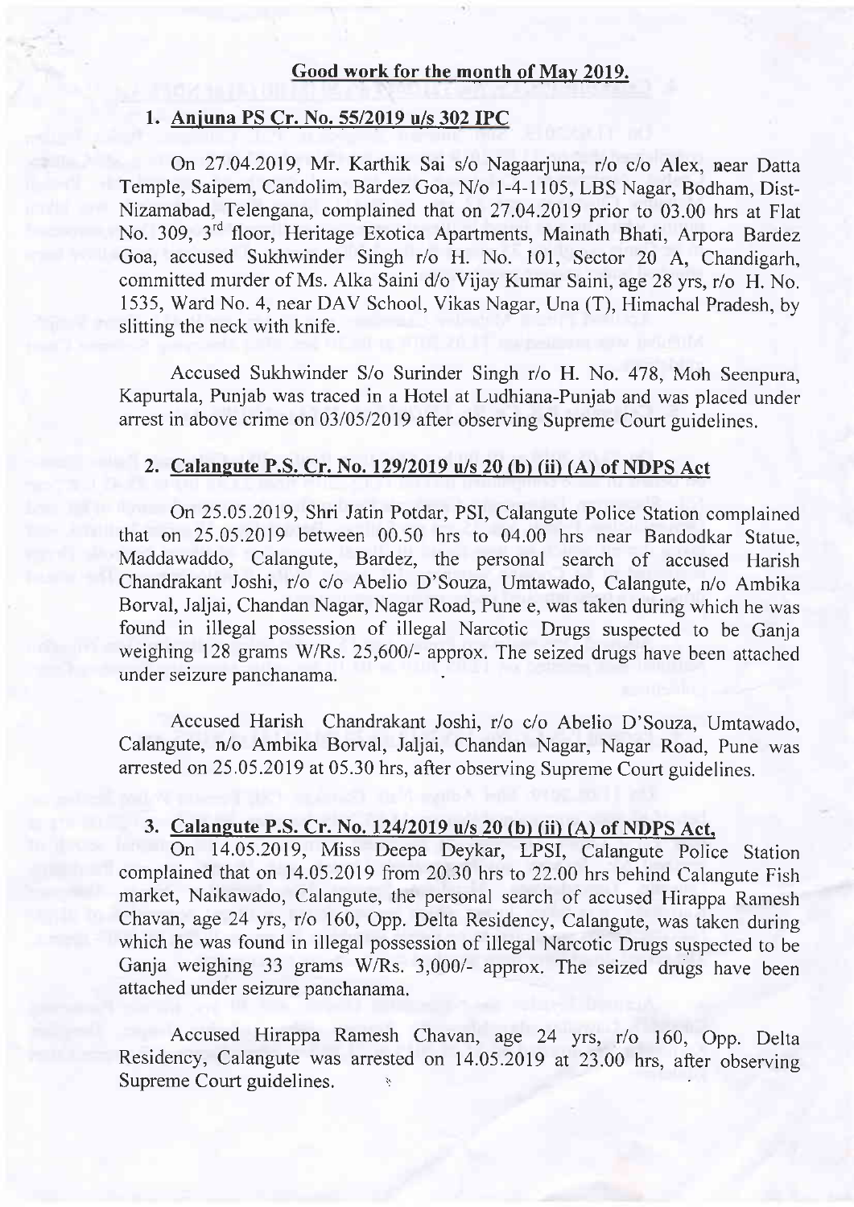## Good work for the month of May 2019.

### 1. Anjuna PS Cr. No. 55/2019 u/s 302 IPC

On 27.04.2019, Mr. Karthik Sai s/o Nagaarjuna, r/o c/o Alex, near Datta Temple, Saipem, Candolim, Bardez Goa, N/o 1-4-1105, LBS Nagar, Bodham, Dist-Nizamabad, Telengana, complained that on 27.04.2019 prior to 03.00 hrs at Flat No. 309, 3rd floor, Heritage Exotica Apartments, Mainath Bhati, Arpora Bardez Goa, accused Sukhwinder Singh r/o H. No. 101, Sector 20 A, Chandigarh, committed murder of Ms. Alka Saini d/o Vijay Kumar Saini, age 28 yrs, r/o H. No. 1535, Ward No. 4, near DAV School, Vikas Nagar, Una (T), Himachal Pradesh, by slitting the neck with knife.

Accused Sukhwinder S/o Surinder Singh r/o H. No. 478, Moh Seenpura, Kapurtala, Punjab was traced in a Hotel at Ludhiana-Punjab and was placed under arrest in above crime on 03/05/2019 after observing Supreme Court guidelines.

### 2. Calangute P.S. Cr. No. 129/2019 u/s 20 (b) (ii) (A) of NDPS Act

On 25.05.2019, Shri Jatin Potdar, PSI, Calangute Police Station complained that on 25.05.2019 between 00.50 hrs to 04.00 hrs near Bandodkar Statue, Maddawaddo, Calangute, Bardez, the personal search of accused Harish Chandrakant Joshi, r/o c/o Abelio D'Souza, Umtawado, Calangute, n/o Ambika Borval, Jaljai, Chandan Nagar, Nagar Road, Pune e, was taken during which he was found in illegal possession of illegal Narcotic Drugs suspected to be Ganja weighing 128 grams W/Rs. 25,600/- approx. The seized drugs have been attached under seizure panchanama.

Accused Harish Chandrakant Joshi, r/o c/o Abelio D'Souza, Umtawado, Calangute, n/o Ambika Borval, Jaljai, Chandan Nagar, Nagar Road, Pune was arrested on 25.05.2019 at 05.30 hrs, after observing Supreme Court guidelines.

### 3. Calangute P.S. Cr. No. 124/2019 u/s 20 (b) (ii) (A) of NDPS Act,

On 14.05.2019, Miss Deepa Deykar, LPSI, Calangute Police Station complained that on 14.05.2019 from 20.30 hrs to 22.00 hrs behind Calangute Fish market, Naikawado, Calangute, the personal search of accused Hirappa Ramesh Chavan, age 24 yrs, r/o 160, Opp. Delta Residency, Calangute, was taken during which he was found in illegal possession of illegal Narcotic Drugs suspected to be Ganja weighing 33 grams W/Rs. 3,000/- approx. The seized drugs have been attached under seizure panchanama.

Accused Hirappa Ramesh Chavan, age 24 yrs, r/o 160, Opp. Delta Residency, Calangute was arrested on 14.05.2019 at 23.00 hrs, after observing Supreme Court guidelines.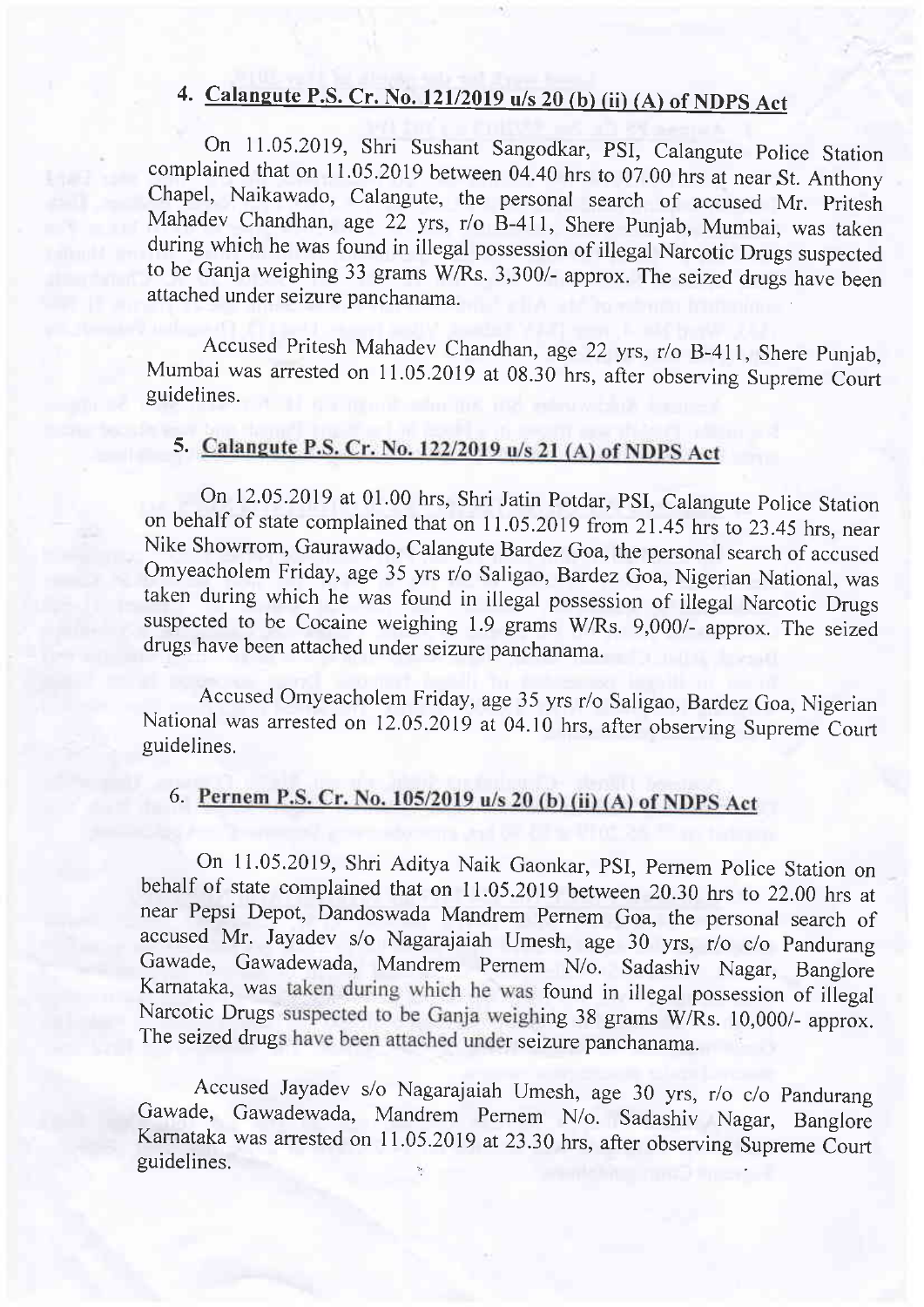## 4. Calangute P.S. Cr. No. 121/2019 u/s 20 (b) (ii) (A) of NDPS Act

On 11.05.2019, Shri Sushant Sangodkar, PSI, Calangute Police Station complained that on 11.05.2019 between 04.40 hrs to 07.00 hrs at near St. Anthony Chapel, Naikawado, Calangute, the personal search of accused Mr. Pritesh Mahadev Chandhan, age 22 yrs, r/o B-411, Shere Punjab, Mumbai, was taken during which he was found in illegal possession of illegal Narcotic Drugs suspected to be Ganja weighing 33 grams W/Rs. 3,300/- approx. The seized drugs have been attached under seizure panchanama.

Accused Pritesh Mahadev Chandhan, age 22 yrs, r/o B-411, Shere Punjab, Mumbai was arrested on 11.05.2019 at 08.30 hrs, after observing Supreme Court guidelines.

## 5. Calangute P.S. Cr. No. 122/2019 u/s 21 (A) of NDPS Act

On 12.05.2019 at 01.00 hrs, Shri Jatin Potdar, PSI, Calangute Police Station on behalf of state complained that on 11.05.2019 from 21.45 hrs to 23.45 hrs, near Nike Showrrom, Gaurawado, Calangute Bardez Goa, the personal search of accused Omyeacholem Friday, age 35 yrs r/o Saligao, Bardez Goa, Nigerian National, was taken during which he was found in illegal possession of illegal Narcotic Drugs suspected to be Cocaine weighing 1.9 grams W/Rs. 9,000/- approx. The seized drugs have been attached under seizure panchanama.

Accused Omyeacholem Friday, age 35 yrs r/o Saligao, Bardez Goa, Nigerian National was arrested on 12.05.2019 at 04.10 hrs, after observing Supreme Court guidelines.

## 6. Pernem P.S. Cr. No. 105/2019 u/s 20 (b) (ii) (A) of NDPS Act

On 11.05.2019, Shri Aditya Naik Gaonkar, PSI, Pernem Police Station on behalf of state complained that on 11.05.2019 between 20.30 hrs to 22.00 hrs at near Pepsi Depot, Dandoswada Mandrem Pernem Goa, the personal search of accused Mr. Jayadev s/o Nagarajaiah Umesh, age 30 yrs, r/o c/o Pandurang Gawade, Gawadewada, Mandrem Pernem N/o. Sadashiv Nagar, Banglore Karnataka, was taken during which he was found in illegal possession of illegal Narcotic Drugs suspected to be Ganja weighing 38 grams W/Rs. 10,000/- approx. The seized drugs have been attached under seizure panchanama.

Accused Jayadev s/o Nagarajaiah Umesh, age 30 yrs, r/o c/o Pandurang Gawade, Gawadewada, Mandrem Pernem N/o. Sadashiv Nagar, Banglore Karnataka was arrested on 11.05.2019 at 23.30 hrs, after observing Supreme Court guidelines.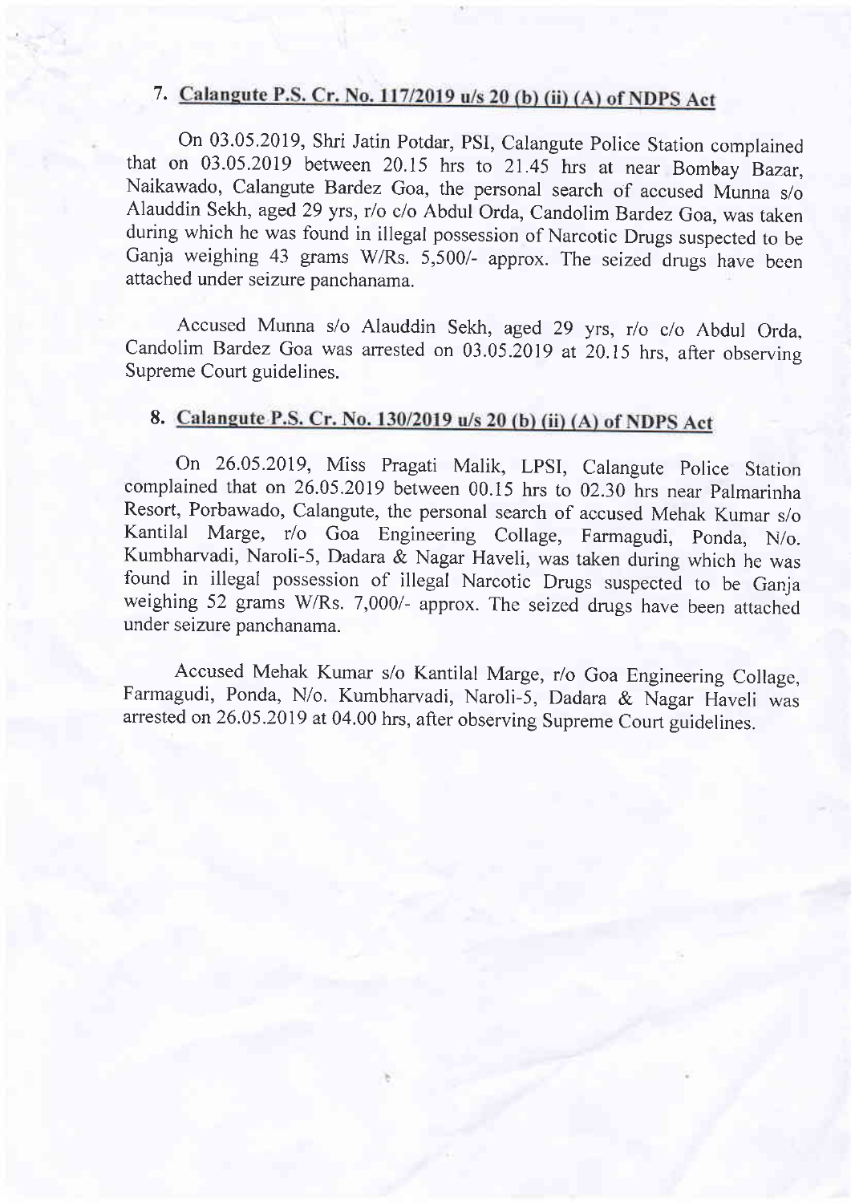## 7. Calangute P.S. Cr. No. 117/2019 u/s 20 (b) (ii) (A) of NDPS Act

On 03.05.2019, Shri Jatin Potdar, PSI, Calangute Police Station complained that on 03.05.2019 between 20.15 hrs to 21.45 hrs at near Bombay Bazar, Naikawado, Calangute Bardez Goa, the personal search of accused Munna s/o Alauddin Sekh, aged 29 yrs, r/o c/o Abdul Orda, Candolim Bardez Goa, was taken during which he was found in illegal possession of Narcotic Drugs suspected to be Ganja weighing 43 grams W/Rs. 5,500/- approx. The seized drugs have been attached under seizure panchanama.

Accused Munna s/o Alauddin Sekh, aged 29 yrs, r/o c/o Abdul Orda, Candolim Bardez Goa was arrested on 03.05.2019 at 20.15 hrs, after observing Supreme Court guidelines.

## 8. Calangute P.S. Cr. No. 130/2019 u/s 20 (b) (ii) (A) of NDPS Act

On 26.05.2019, Miss Pragati Malik, LPSI, Calangute Police Station complained that on 26.05.2019 between 00.15 hrs to 02.30 hrs near Palmarinha Resort, Porbawado, Calangute, the personal search of accused Mehak Kumar s/o Kantilal Marge, r/o Goa Engineering Collage, Farmagudi, Ponda, N/o. Kumbharvadi, Naroli-5, Dadara & Nagar Haveli, was taken during which he was found in illegal possession of illegal Narcotic Drugs suspected to be Ganja weighing 52 grams W/Rs. 7,000/- approx. The seized drugs have been attached under seizure panchanama.

Accused Mehak Kumar s/o Kantilal Marge, r/o Goa Engineering Collage, Farmagudi, Ponda, N/o. Kumbharvadi, Naroli-5, Dadara & Nagar Haveli was arrested on 26.05.2019 at 04.00 hrs, after observing Supreme Court guidelines.